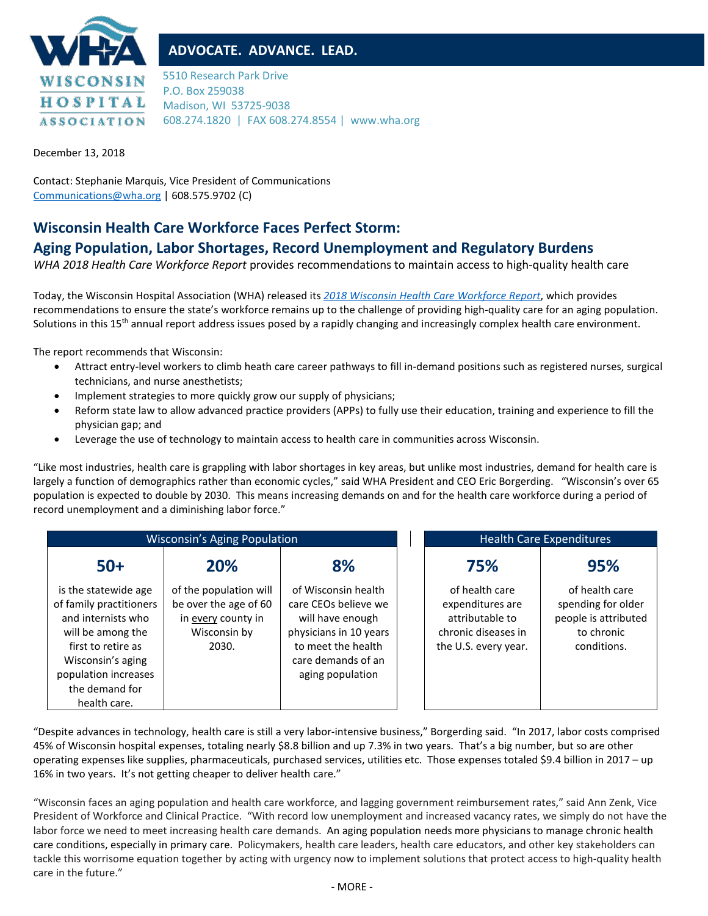**WISCONSIN HOSPITAL ASSOCIATION**

**ADVOCATE. ADVANCE. LEAD.**

5510 Research Park Drive
P.O. Box 259038
Madison, WI 53725-9038
608.274.1820 | FAX 608.274.8554 | www.wha.org

December 13, 2018

Contact: Stephanie Marquis, Vice President of Communications
Communications@wha.org | 608.575.9702 (C)

## Wisconsin Health Care Workforce Faces Perfect Storm:
## Aging Population, Labor Shortages, Record Unemployment and Regulatory Burdens

*WHA 2018 Health Care Workforce Report* provides recommendations to maintain access to high-quality health care

Today, the Wisconsin Hospital Association (WHA) released its *2018 Wisconsin Health Care Workforce Report*, which provides recommendations to ensure the state's workforce remains up to the challenge of providing high-quality care for an aging population. Solutions in this 15th annual report address issues posed by a rapidly changing and increasingly complex health care environment.

The report recommends that Wisconsin:

- Attract entry-level workers to climb heath care career pathways to fill in-demand positions such as registered nurses, surgical technicians, and nurse anesthetists;
- Implement strategies to more quickly grow our supply of physicians;
- Reform state law to allow advanced practice providers (APPs) to fully use their education, training and experience to fill the physician gap; and
- Leverage the use of technology to maintain access to health care in communities across Wisconsin.

"Like most industries, health care is grappling with labor shortages in key areas, but unlike most industries, demand for health care is largely a function of demographics rather than economic cycles," said WHA President and CEO Eric Borgerding. "Wisconsin's over 65 population is expected to double by 2030. This means increasing demands on and for the health care workforce during a period of record unemployment and a diminishing labor force."

| Wisconsin's Aging Population | | |
|---|---|---|
| **50+** | **20%** | **8%** |
| is the statewide age of family practitioners and internists who will be among the first to retire as Wisconsin's aging population increases the demand for health care. | of the population will be over the age of 60 in every county in Wisconsin by 2030. | of Wisconsin health care CEOs believe we will have enough physicians in 10 years to meet the health care demands of an aging population |

| Health Care Expenditures | |
|---|---|
| **75%** | **95%** |
| of health care expenditures are attributable to chronic diseases in the U.S. every year. | of health care spending for older people is attributed to chronic conditions. |

"Despite advances in technology, health care is still a very labor-intensive business," Borgerding said. "In 2017, labor costs comprised 45% of Wisconsin hospital expenses, totaling nearly $8.8 billion and up 7.3% in two years. That's a big number, but so are other operating expenses like supplies, pharmaceuticals, purchased services, utilities etc. Those expenses totaled $9.4 billion in 2017 – up 16% in two years. It's not getting cheaper to deliver health care."

"Wisconsin faces an aging population and health care workforce, and lagging government reimbursement rates," said Ann Zenk, Vice President of Workforce and Clinical Practice. "With record low unemployment and increased vacancy rates, we simply do not have the labor force we need to meet increasing health care demands. An aging population needs more physicians to manage chronic health care conditions, especially in primary care. Policymakers, health care leaders, health care educators, and other key stakeholders can tackle this worrisome equation together by acting with urgency now to implement solutions that protect access to high-quality health care in the future."

- MORE -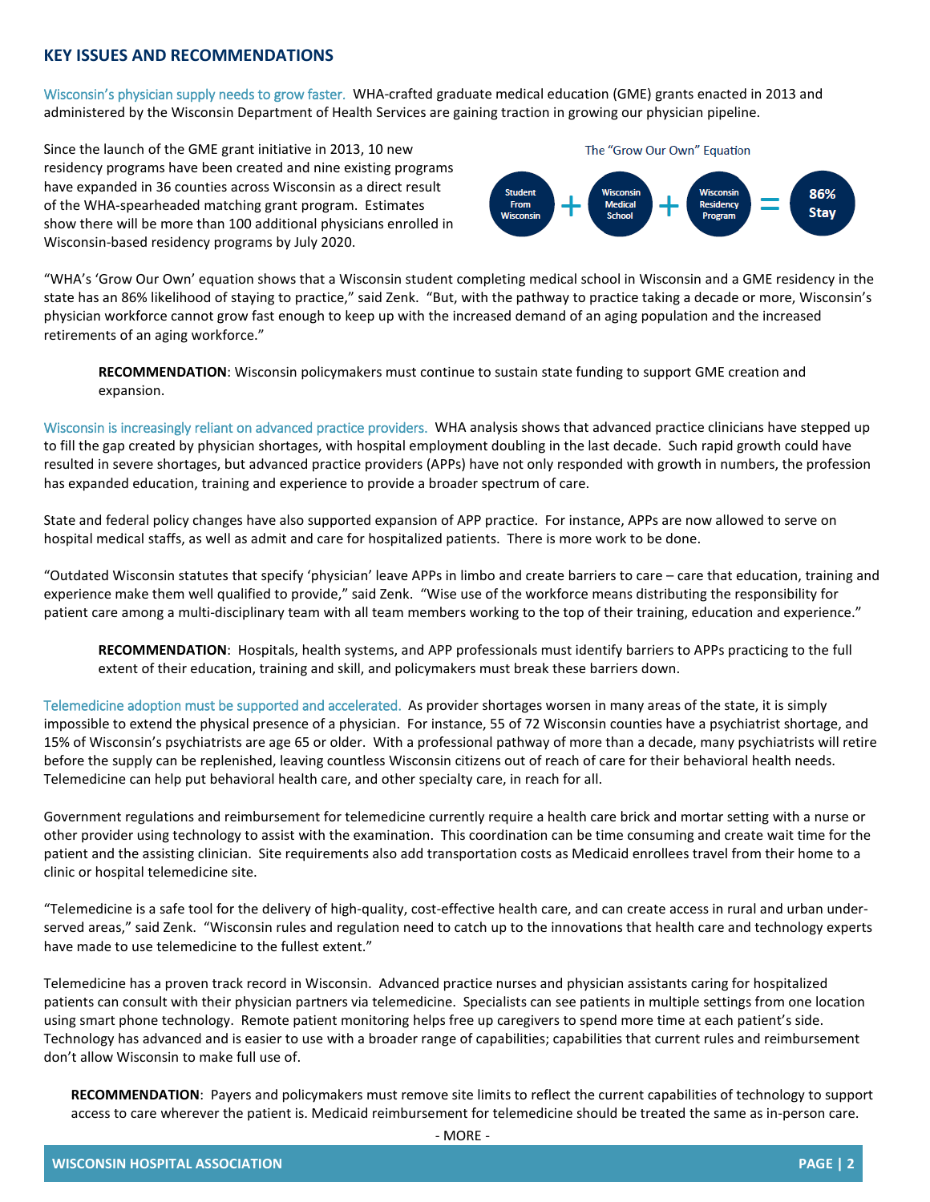## KEY ISSUES AND RECOMMENDATIONS

Wisconsin's physician supply needs to grow faster. WHA-crafted graduate medical education (GME) grants enacted in 2013 and administered by the Wisconsin Department of Health Services are gaining traction in growing our physician pipeline.

Since the launch of the GME grant initiative in 2013, 10 new residency programs have been created and nine existing programs have expanded in 36 counties across Wisconsin as a direct result of the WHA-spearheaded matching grant program. Estimates show there will be more than 100 additional physicians enrolled in Wisconsin-based residency programs by July 2020.

The "Grow Our Own" Equation

Student From Wisconsin + Wisconsin Medical School + Wisconsin Residency Program = 86% Stay

"WHA's 'Grow Our Own' equation shows that a Wisconsin student completing medical school in Wisconsin and a GME residency in the state has an 86% likelihood of staying to practice," said Zenk. "But, with the pathway to practice taking a decade or more, Wisconsin's physician workforce cannot grow fast enough to keep up with the increased demand of an aging population and the increased retirements of an aging workforce."

> **RECOMMENDATION**: Wisconsin policymakers must continue to sustain state funding to support GME creation and expansion.

Wisconsin is increasingly reliant on advanced practice providers. WHA analysis shows that advanced practice clinicians have stepped up to fill the gap created by physician shortages, with hospital employment doubling in the last decade. Such rapid growth could have resulted in severe shortages, but advanced practice providers (APPs) have not only responded with growth in numbers, the profession has expanded education, training and experience to provide a broader spectrum of care.

State and federal policy changes have also supported expansion of APP practice. For instance, APPs are now allowed to serve on hospital medical staffs, as well as admit and care for hospitalized patients. There is more work to be done.

"Outdated Wisconsin statutes that specify 'physician' leave APPs in limbo and create barriers to care – care that education, training and experience make them well qualified to provide," said Zenk. "Wise use of the workforce means distributing the responsibility for patient care among a multi-disciplinary team with all team members working to the top of their training, education and experience."

> **RECOMMENDATION**: Hospitals, health systems, and APP professionals must identify barriers to APPs practicing to the full extent of their education, training and skill, and policymakers must break these barriers down.

Telemedicine adoption must be supported and accelerated. As provider shortages worsen in many areas of the state, it is simply impossible to extend the physical presence of a physician. For instance, 55 of 72 Wisconsin counties have a psychiatrist shortage, and 15% of Wisconsin's psychiatrists are age 65 or older. With a professional pathway of more than a decade, many psychiatrists will retire before the supply can be replenished, leaving countless Wisconsin citizens out of reach of care for their behavioral health needs. Telemedicine can help put behavioral health care, and other specialty care, in reach for all.

Government regulations and reimbursement for telemedicine currently require a health care brick and mortar setting with a nurse or other provider using technology to assist with the examination. This coordination can be time consuming and create wait time for the patient and the assisting clinician. Site requirements also add transportation costs as Medicaid enrollees travel from their home to a clinic or hospital telemedicine site.

"Telemedicine is a safe tool for the delivery of high-quality, cost-effective health care, and can create access in rural and urban under-served areas," said Zenk. "Wisconsin rules and regulation need to catch up to the innovations that health care and technology experts have made to use telemedicine to the fullest extent."

Telemedicine has a proven track record in Wisconsin. Advanced practice nurses and physician assistants caring for hospitalized patients can consult with their physician partners via telemedicine. Specialists can see patients in multiple settings from one location using smart phone technology. Remote patient monitoring helps free up caregivers to spend more time at each patient's side. Technology has advanced and is easier to use with a broader range of capabilities; capabilities that current rules and reimbursement don't allow Wisconsin to make full use of.

> **RECOMMENDATION**: Payers and policymakers must remove site limits to reflect the current capabilities of technology to support access to care wherever the patient is. Medicaid reimbursement for telemedicine should be treated the same as in-person care.

- MORE -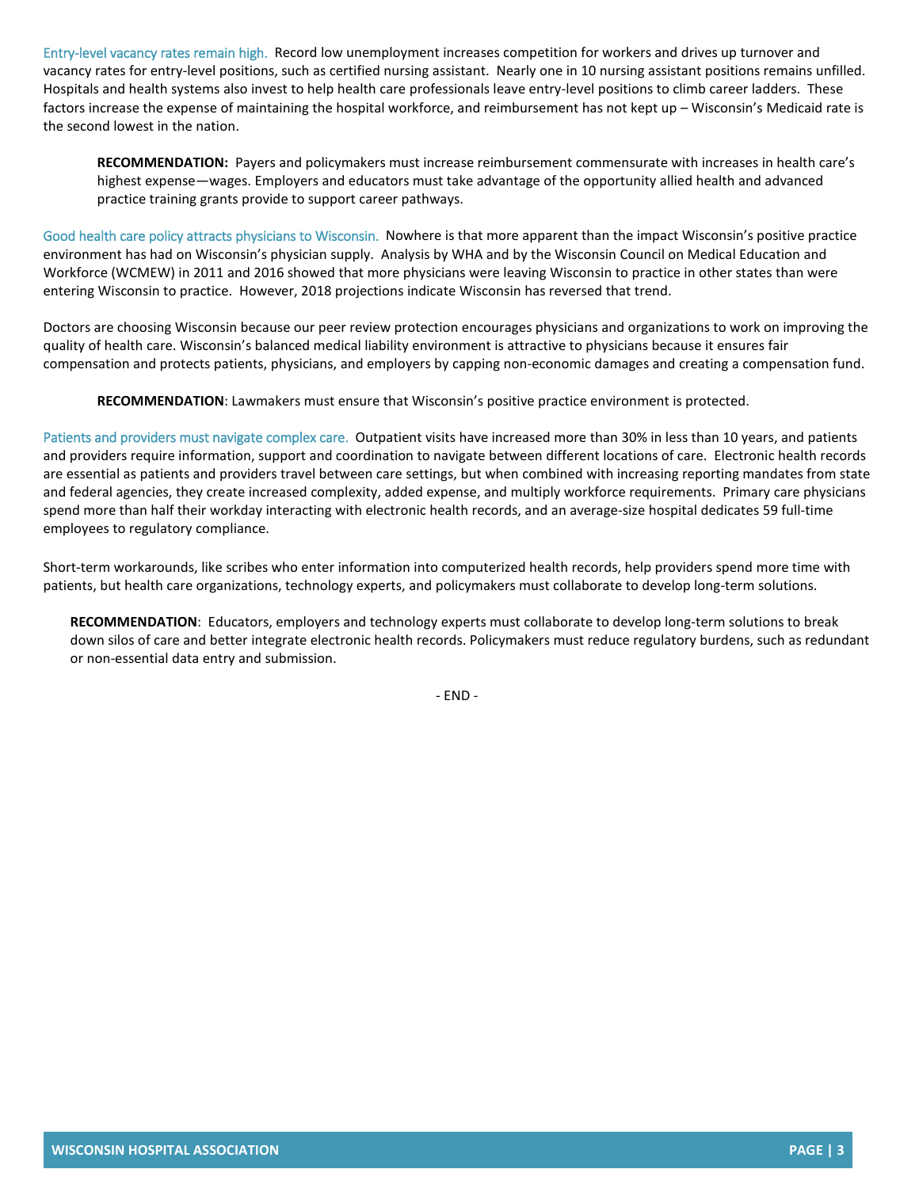Entry-level vacancy rates remain high. Record low unemployment increases competition for workers and drives up turnover and vacancy rates for entry-level positions, such as certified nursing assistant. Nearly one in 10 nursing assistant positions remains unfilled. Hospitals and health systems also invest to help health care professionals leave entry-level positions to climb career ladders. These factors increase the expense of maintaining the hospital workforce, and reimbursement has not kept up – Wisconsin's Medicaid rate is the second lowest in the nation.

> **RECOMMENDATION:** Payers and policymakers must increase reimbursement commensurate with increases in health care's highest expense—wages. Employers and educators must take advantage of the opportunity allied health and advanced practice training grants provide to support career pathways.

Good health care policy attracts physicians to Wisconsin. Nowhere is that more apparent than the impact Wisconsin's positive practice environment has had on Wisconsin's physician supply. Analysis by WHA and by the Wisconsin Council on Medical Education and Workforce (WCMEW) in 2011 and 2016 showed that more physicians were leaving Wisconsin to practice in other states than were entering Wisconsin to practice. However, 2018 projections indicate Wisconsin has reversed that trend.

Doctors are choosing Wisconsin because our peer review protection encourages physicians and organizations to work on improving the quality of health care. Wisconsin's balanced medical liability environment is attractive to physicians because it ensures fair compensation and protects patients, physicians, and employers by capping non-economic damages and creating a compensation fund.

> **RECOMMENDATION**: Lawmakers must ensure that Wisconsin's positive practice environment is protected.

Patients and providers must navigate complex care. Outpatient visits have increased more than 30% in less than 10 years, and patients and providers require information, support and coordination to navigate between different locations of care. Electronic health records are essential as patients and providers travel between care settings, but when combined with increasing reporting mandates from state and federal agencies, they create increased complexity, added expense, and multiply workforce requirements. Primary care physicians spend more than half their workday interacting with electronic health records, and an average-size hospital dedicates 59 full-time employees to regulatory compliance.

Short-term workarounds, like scribes who enter information into computerized health records, help providers spend more time with patients, but health care organizations, technology experts, and policymakers must collaborate to develop long-term solutions.

> **RECOMMENDATION**: Educators, employers and technology experts must collaborate to develop long-term solutions to break down silos of care and better integrate electronic health records. Policymakers must reduce regulatory burdens, such as redundant or non-essential data entry and submission.

- END -